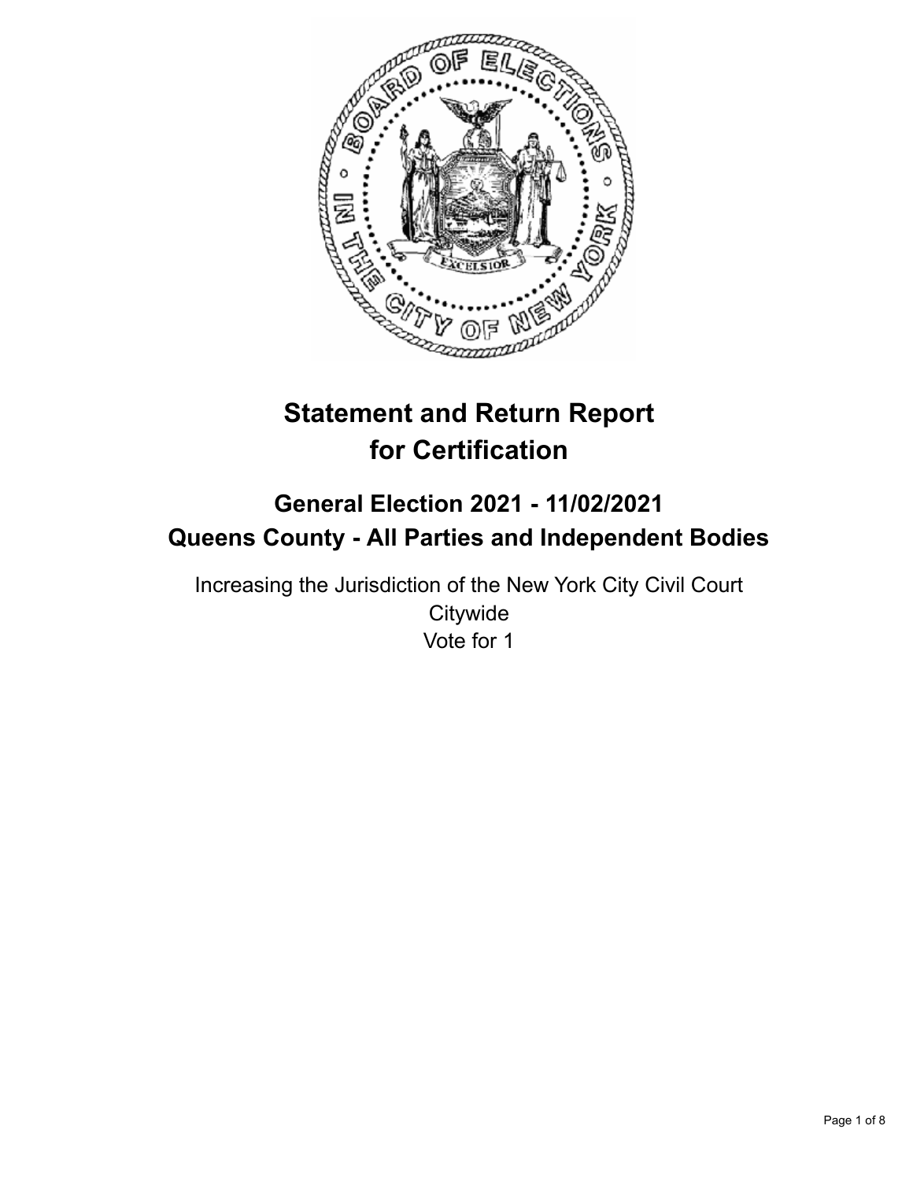# Statement and Return Report for Certification

## General Election 2021 - 11/02/2021
## Queens County - All Parties and Independent Bodies

Increasing the Jurisdiction of the New York City Civil Court
Citywide
Vote for 1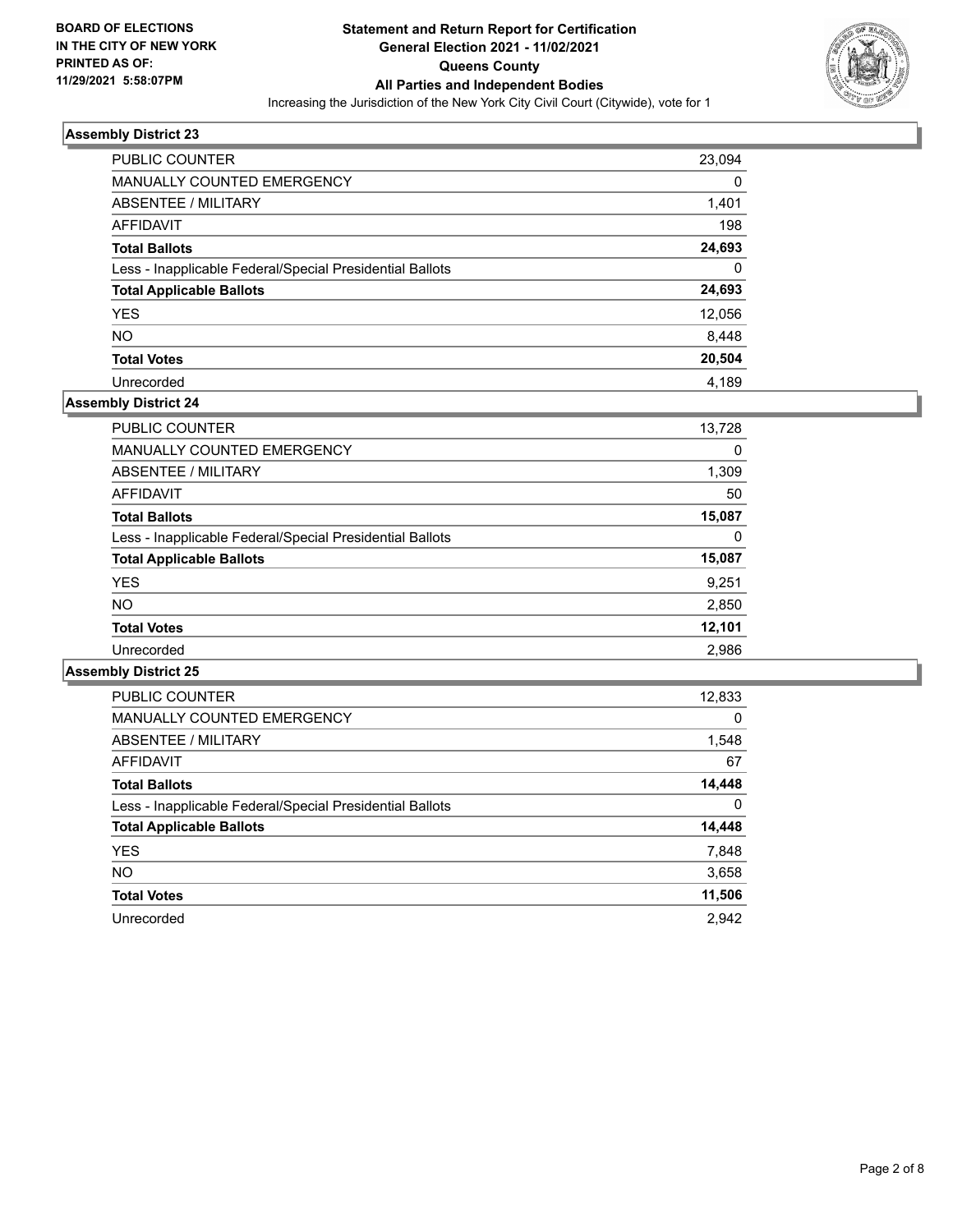BOARD OF ELECTIONS
IN THE CITY OF NEW YORK
PRINTED AS OF:
11/29/2021 5:58:07PM

**Statement and Return Report for Certification**
**General Election 2021 - 11/02/2021**
**Queens County**
**All Parties and Independent Bodies**
Increasing the Jurisdiction of the New York City Civil Court (Citywide), vote for 1

### Assembly District 23

| | |
|---|---|
| PUBLIC COUNTER | 23,094 |
| MANUALLY COUNTED EMERGENCY | 0 |
| ABSENTEE / MILITARY | 1,401 |
| AFFIDAVIT | 198 |
| **Total Ballots** | **24,693** |
| Less - Inapplicable Federal/Special Presidential Ballots | 0 |
| **Total Applicable Ballots** | **24,693** |
| YES | 12,056 |
| NO | 8,448 |
| **Total Votes** | **20,504** |
| Unrecorded | 4,189 |

### Assembly District 24

| | |
|---|---|
| PUBLIC COUNTER | 13,728 |
| MANUALLY COUNTED EMERGENCY | 0 |
| ABSENTEE / MILITARY | 1,309 |
| AFFIDAVIT | 50 |
| **Total Ballots** | **15,087** |
| Less - Inapplicable Federal/Special Presidential Ballots | 0 |
| **Total Applicable Ballots** | **15,087** |
| YES | 9,251 |
| NO | 2,850 |
| **Total Votes** | **12,101** |
| Unrecorded | 2,986 |

### Assembly District 25

| | |
|---|---|
| PUBLIC COUNTER | 12,833 |
| MANUALLY COUNTED EMERGENCY | 0 |
| ABSENTEE / MILITARY | 1,548 |
| AFFIDAVIT | 67 |
| **Total Ballots** | **14,448** |
| Less - Inapplicable Federal/Special Presidential Ballots | 0 |
| **Total Applicable Ballots** | **14,448** |
| YES | 7,848 |
| NO | 3,658 |
| **Total Votes** | **11,506** |
| Unrecorded | 2,942 |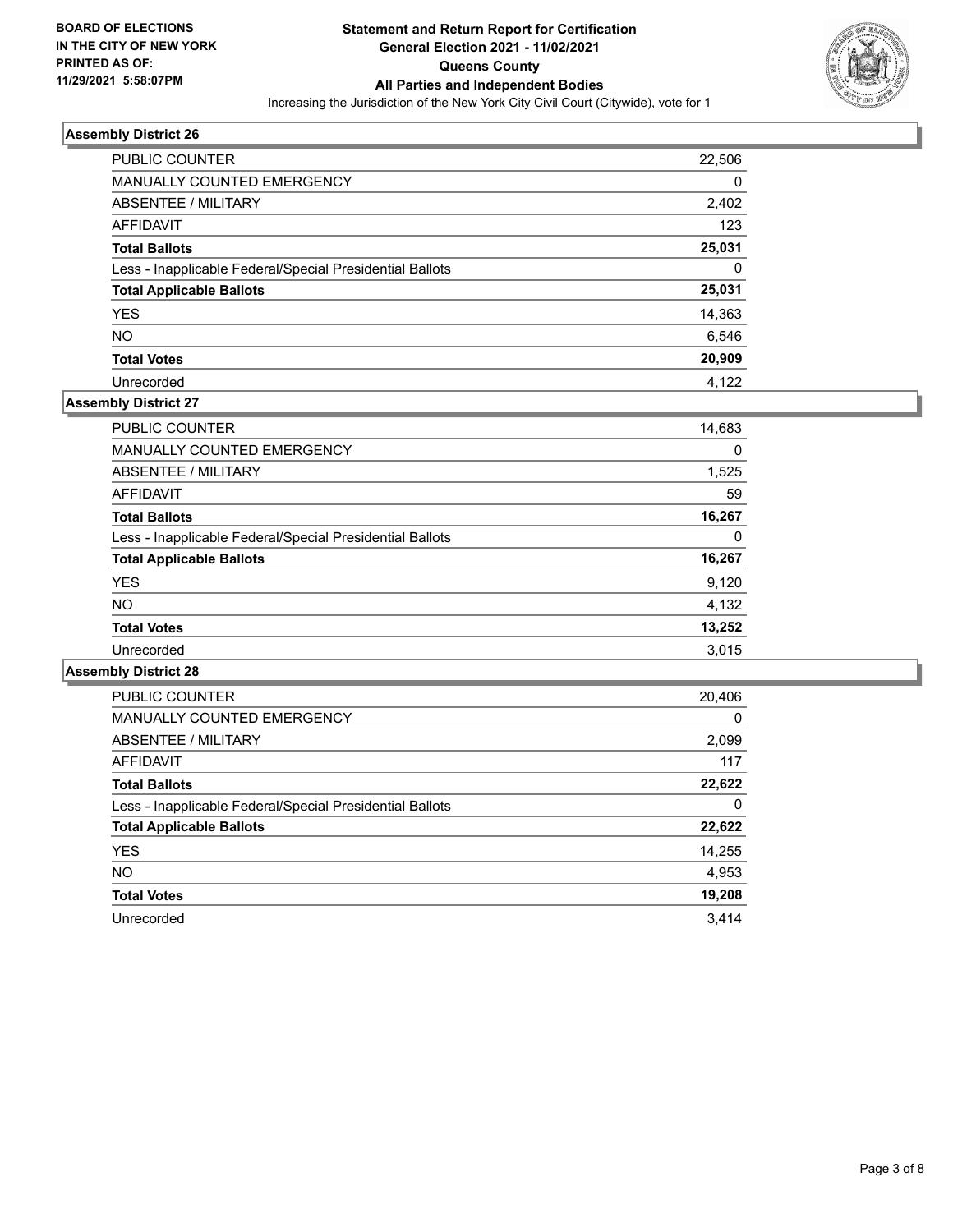**BOARD OF ELECTIONS IN THE CITY OF NEW YORK PRINTED AS OF: 11/29/2021 5:58:07PM**

**Statement and Return Report for Certification General Election 2021 - 11/02/2021 Queens County All Parties and Independent Bodies**

Increasing the Jurisdiction of the New York City Civil Court (Citywide), vote for 1

### Assembly District 26

| | |
|---|---|
| PUBLIC COUNTER | 22,506 |
| MANUALLY COUNTED EMERGENCY | 0 |
| ABSENTEE / MILITARY | 2,402 |
| AFFIDAVIT | 123 |
| **Total Ballots** | **25,031** |
| Less - Inapplicable Federal/Special Presidential Ballots | 0 |
| **Total Applicable Ballots** | **25,031** |
| YES | 14,363 |
| NO | 6,546 |
| **Total Votes** | **20,909** |
| Unrecorded | 4,122 |

### Assembly District 27

| | |
|---|---|
| PUBLIC COUNTER | 14,683 |
| MANUALLY COUNTED EMERGENCY | 0 |
| ABSENTEE / MILITARY | 1,525 |
| AFFIDAVIT | 59 |
| **Total Ballots** | **16,267** |
| Less - Inapplicable Federal/Special Presidential Ballots | 0 |
| **Total Applicable Ballots** | **16,267** |
| YES | 9,120 |
| NO | 4,132 |
| **Total Votes** | **13,252** |
| Unrecorded | 3,015 |

### Assembly District 28

| | |
|---|---|
| PUBLIC COUNTER | 20,406 |
| MANUALLY COUNTED EMERGENCY | 0 |
| ABSENTEE / MILITARY | 2,099 |
| AFFIDAVIT | 117 |
| **Total Ballots** | **22,622** |
| Less - Inapplicable Federal/Special Presidential Ballots | 0 |
| **Total Applicable Ballots** | **22,622** |
| YES | 14,255 |
| NO | 4,953 |
| **Total Votes** | **19,208** |
| Unrecorded | 3,414 |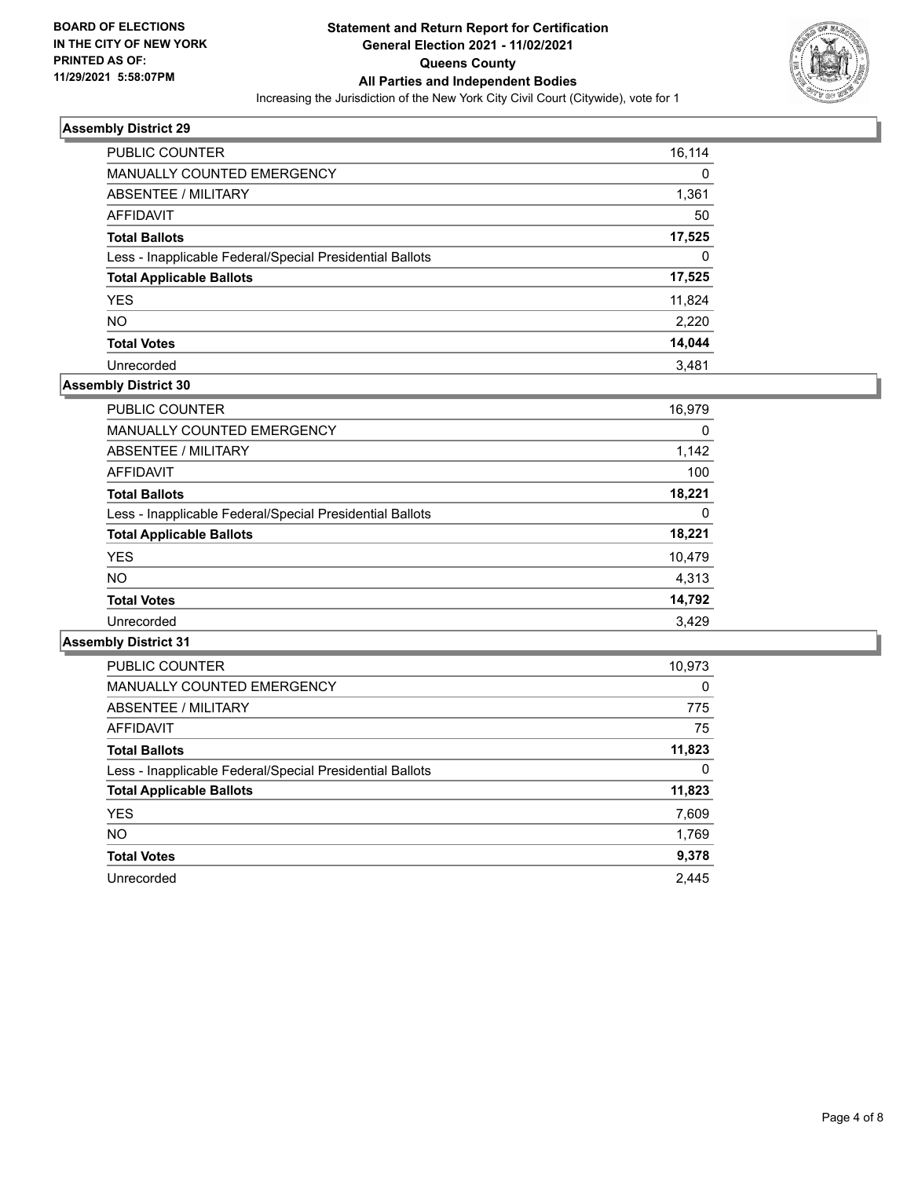BOARD OF ELECTIONS
IN THE CITY OF NEW YORK
PRINTED AS OF:
11/29/2021 5:58:07PM

**Statement and Return Report for Certification**
**General Election 2021 - 11/02/2021**
**Queens County**
**All Parties and Independent Bodies**
Increasing the Jurisdiction of the New York City Civil Court (Citywide), vote for 1

### Assembly District 29

| | |
|---|---|
| PUBLIC COUNTER | 16,114 |
| MANUALLY COUNTED EMERGENCY | 0 |
| ABSENTEE / MILITARY | 1,361 |
| AFFIDAVIT | 50 |
| **Total Ballots** | **17,525** |
| Less - Inapplicable Federal/Special Presidential Ballots | 0 |
| **Total Applicable Ballots** | **17,525** |
| YES | 11,824 |
| NO | 2,220 |
| **Total Votes** | **14,044** |
| Unrecorded | 3,481 |

### Assembly District 30

| | |
|---|---|
| PUBLIC COUNTER | 16,979 |
| MANUALLY COUNTED EMERGENCY | 0 |
| ABSENTEE / MILITARY | 1,142 |
| AFFIDAVIT | 100 |
| **Total Ballots** | **18,221** |
| Less - Inapplicable Federal/Special Presidential Ballots | 0 |
| **Total Applicable Ballots** | **18,221** |
| YES | 10,479 |
| NO | 4,313 |
| **Total Votes** | **14,792** |
| Unrecorded | 3,429 |

### Assembly District 31

| | |
|---|---|
| PUBLIC COUNTER | 10,973 |
| MANUALLY COUNTED EMERGENCY | 0 |
| ABSENTEE / MILITARY | 775 |
| AFFIDAVIT | 75 |
| **Total Ballots** | **11,823** |
| Less - Inapplicable Federal/Special Presidential Ballots | 0 |
| **Total Applicable Ballots** | **11,823** |
| YES | 7,609 |
| NO | 1,769 |
| **Total Votes** | **9,378** |
| Unrecorded | 2,445 |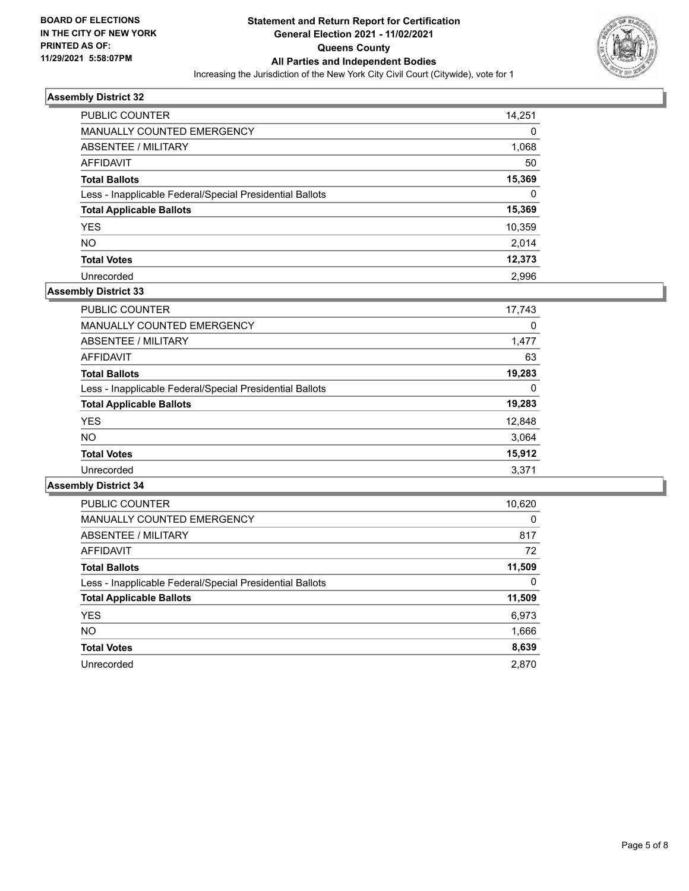**BOARD OF ELECTIONS IN THE CITY OF NEW YORK PRINTED AS OF: 11/29/2021 5:58:07PM**

# Statement and Return Report for Certification
## General Election 2021 - 11/02/2021
## Queens County
## All Parties and Independent Bodies

Increasing the Jurisdiction of the New York City Civil Court (Citywide), vote for 1

### Assembly District 32

| | |
|---|---|
| PUBLIC COUNTER | 14,251 |
| MANUALLY COUNTED EMERGENCY | 0 |
| ABSENTEE / MILITARY | 1,068 |
| AFFIDAVIT | 50 |
| **Total Ballots** | **15,369** |
| Less - Inapplicable Federal/Special Presidential Ballots | 0 |
| **Total Applicable Ballots** | **15,369** |
| YES | 10,359 |
| NO | 2,014 |
| **Total Votes** | **12,373** |
| Unrecorded | 2,996 |

### Assembly District 33

| | |
|---|---|
| PUBLIC COUNTER | 17,743 |
| MANUALLY COUNTED EMERGENCY | 0 |
| ABSENTEE / MILITARY | 1,477 |
| AFFIDAVIT | 63 |
| **Total Ballots** | **19,283** |
| Less - Inapplicable Federal/Special Presidential Ballots | 0 |
| **Total Applicable Ballots** | **19,283** |
| YES | 12,848 |
| NO | 3,064 |
| **Total Votes** | **15,912** |
| Unrecorded | 3,371 |

### Assembly District 34

| | |
|---|---|
| PUBLIC COUNTER | 10,620 |
| MANUALLY COUNTED EMERGENCY | 0 |
| ABSENTEE / MILITARY | 817 |
| AFFIDAVIT | 72 |
| **Total Ballots** | **11,509** |
| Less - Inapplicable Federal/Special Presidential Ballots | 0 |
| **Total Applicable Ballots** | **11,509** |
| YES | 6,973 |
| NO | 1,666 |
| **Total Votes** | **8,639** |
| Unrecorded | 2,870 |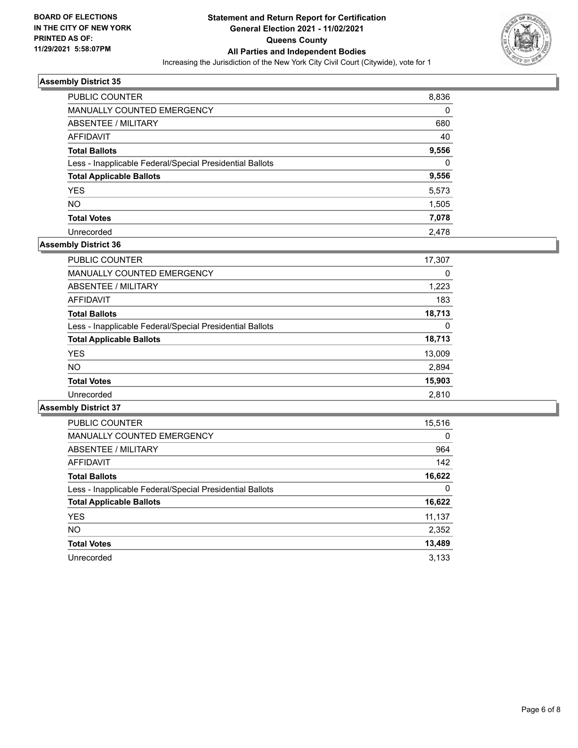**BOARD OF ELECTIONS IN THE CITY OF NEW YORK PRINTED AS OF: 11/29/2021 5:58:07PM**

**Statement and Return Report for Certification**
**General Election 2021 - 11/02/2021**
**Queens County**
**All Parties and Independent Bodies**

Increasing the Jurisdiction of the New York City Civil Court (Citywide), vote for 1

### Assembly District 35

| | |
|---|---|
| PUBLIC COUNTER | 8,836 |
| MANUALLY COUNTED EMERGENCY | 0 |
| ABSENTEE / MILITARY | 680 |
| AFFIDAVIT | 40 |
| **Total Ballots** | **9,556** |
| Less - Inapplicable Federal/Special Presidential Ballots | 0 |
| **Total Applicable Ballots** | **9,556** |
| YES | 5,573 |
| NO | 1,505 |
| **Total Votes** | **7,078** |
| Unrecorded | 2,478 |

### Assembly District 36

| | |
|---|---|
| PUBLIC COUNTER | 17,307 |
| MANUALLY COUNTED EMERGENCY | 0 |
| ABSENTEE / MILITARY | 1,223 |
| AFFIDAVIT | 183 |
| **Total Ballots** | **18,713** |
| Less - Inapplicable Federal/Special Presidential Ballots | 0 |
| **Total Applicable Ballots** | **18,713** |
| YES | 13,009 |
| NO | 2,894 |
| **Total Votes** | **15,903** |
| Unrecorded | 2,810 |

### Assembly District 37

| | |
|---|---|
| PUBLIC COUNTER | 15,516 |
| MANUALLY COUNTED EMERGENCY | 0 |
| ABSENTEE / MILITARY | 964 |
| AFFIDAVIT | 142 |
| **Total Ballots** | **16,622** |
| Less - Inapplicable Federal/Special Presidential Ballots | 0 |
| **Total Applicable Ballots** | **16,622** |
| YES | 11,137 |
| NO | 2,352 |
| **Total Votes** | **13,489** |
| Unrecorded | 3,133 |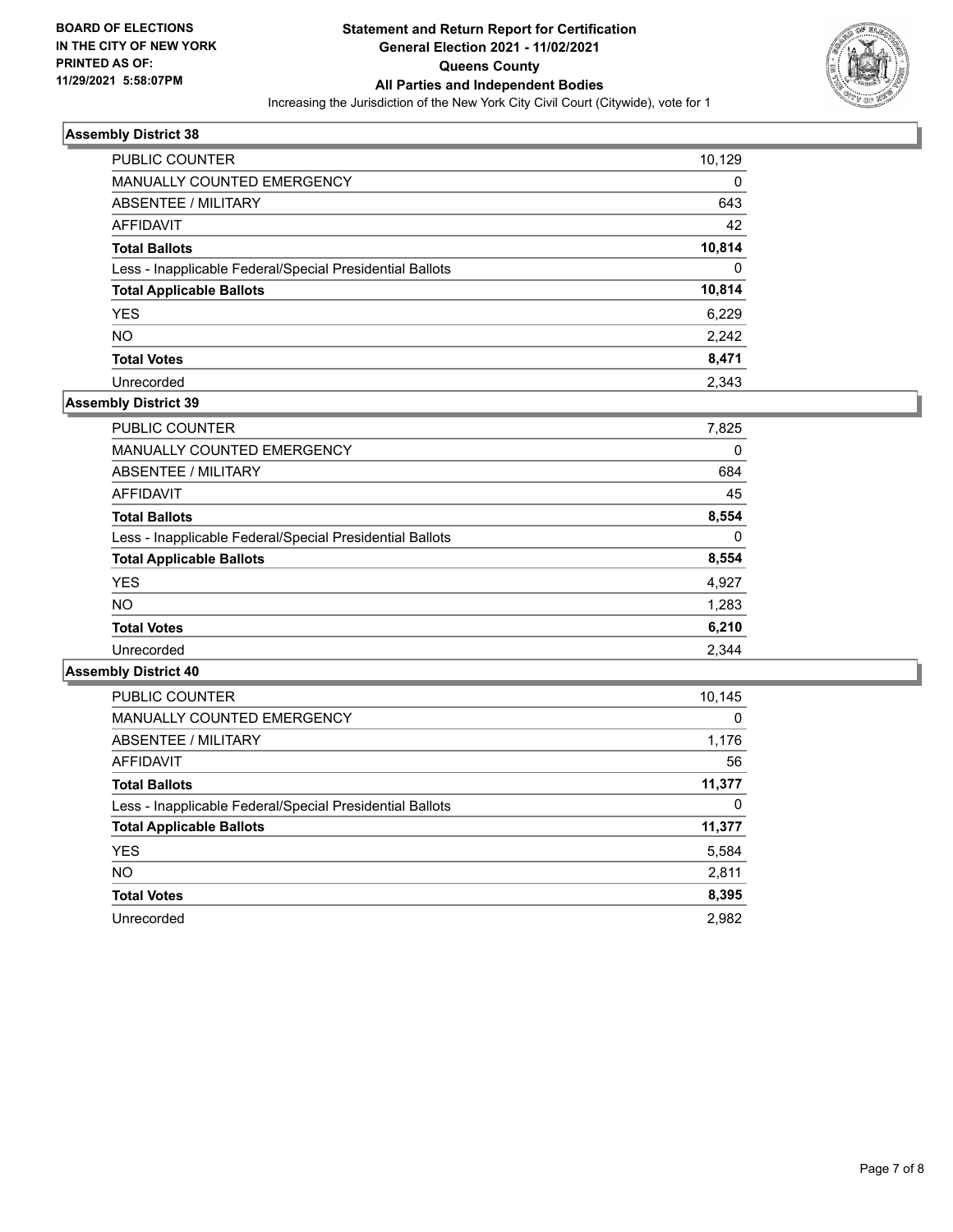**BOARD OF ELECTIONS IN THE CITY OF NEW YORK PRINTED AS OF: 11/29/2021 5:58:07PM**

**Statement and Return Report for Certification**
**General Election 2021 - 11/02/2021**
**Queens County**
**All Parties and Independent Bodies**
Increasing the Jurisdiction of the New York City Civil Court (Citywide), vote for 1

### Assembly District 38

| | |
|---|---|
| PUBLIC COUNTER | 10,129 |
| MANUALLY COUNTED EMERGENCY | 0 |
| ABSENTEE / MILITARY | 643 |
| AFFIDAVIT | 42 |
| **Total Ballots** | **10,814** |
| Less - Inapplicable Federal/Special Presidential Ballots | 0 |
| **Total Applicable Ballots** | **10,814** |
| YES | 6,229 |
| NO | 2,242 |
| **Total Votes** | **8,471** |
| Unrecorded | 2,343 |

### Assembly District 39

| | |
|---|---|
| PUBLIC COUNTER | 7,825 |
| MANUALLY COUNTED EMERGENCY | 0 |
| ABSENTEE / MILITARY | 684 |
| AFFIDAVIT | 45 |
| **Total Ballots** | **8,554** |
| Less - Inapplicable Federal/Special Presidential Ballots | 0 |
| **Total Applicable Ballots** | **8,554** |
| YES | 4,927 |
| NO | 1,283 |
| **Total Votes** | **6,210** |
| Unrecorded | 2,344 |

### Assembly District 40

| | |
|---|---|
| PUBLIC COUNTER | 10,145 |
| MANUALLY COUNTED EMERGENCY | 0 |
| ABSENTEE / MILITARY | 1,176 |
| AFFIDAVIT | 56 |
| **Total Ballots** | **11,377** |
| Less - Inapplicable Federal/Special Presidential Ballots | 0 |
| **Total Applicable Ballots** | **11,377** |
| YES | 5,584 |
| NO | 2,811 |
| **Total Votes** | **8,395** |
| Unrecorded | 2,982 |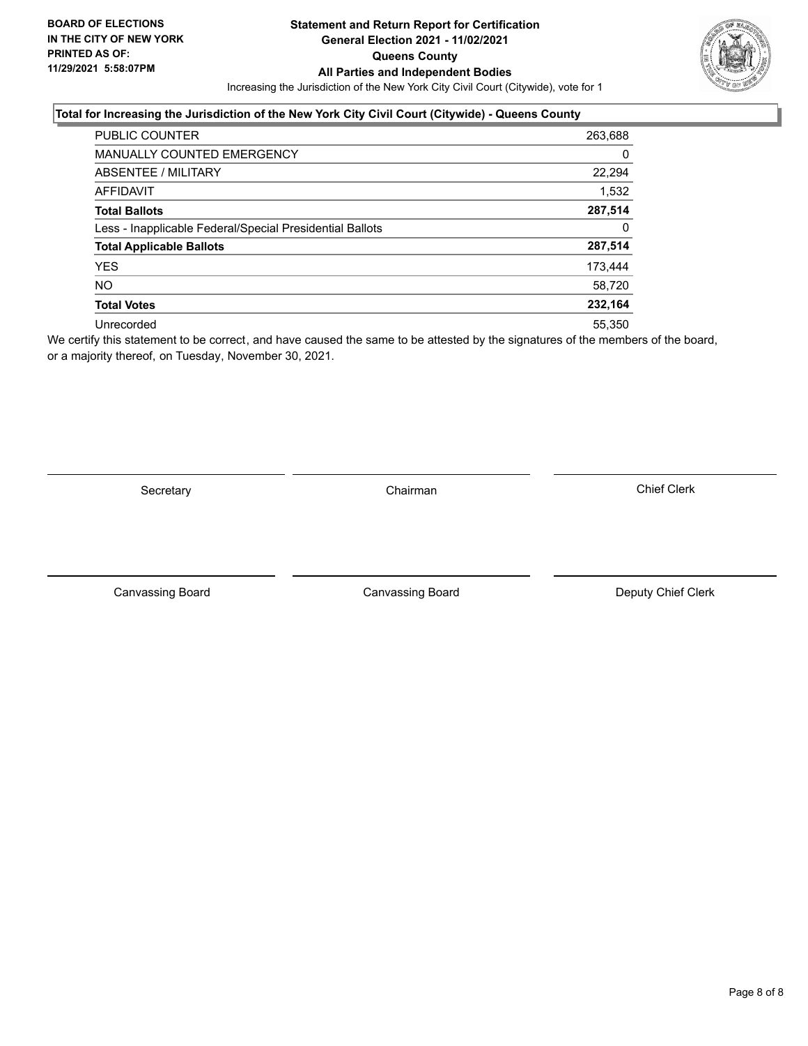**BOARD OF ELECTIONS IN THE CITY OF NEW YORK PRINTED AS OF: 11/29/2021 5:58:07PM**

# Statement and Return Report for Certification
## General Election 2021 - 11/02/2021
## Queens County
## All Parties and Independent Bodies

Increasing the Jurisdiction of the New York City Civil Court (Citywide), vote for 1

### Total for Increasing the Jurisdiction of the New York City Civil Court (Citywide) - Queens County

| | |
|---|---|
| PUBLIC COUNTER | 263,688 |
| MANUALLY COUNTED EMERGENCY | 0 |
| ABSENTEE / MILITARY | 22,294 |
| AFFIDAVIT | 1,532 |
| **Total Ballots** | **287,514** |
| Less - Inapplicable Federal/Special Presidential Ballots | 0 |
| **Total Applicable Ballots** | **287,514** |
| YES | 173,444 |
| NO | 58,720 |
| **Total Votes** | **232,164** |
| Unrecorded | 55,350 |

We certify this statement to be correct, and have caused the same to be attested by the signatures of the members of the board, or a majority thereof, on Tuesday, November 30, 2021.

Secretary

Chairman

Chief Clerk

Canvassing Board

Canvassing Board

Deputy Chief Clerk